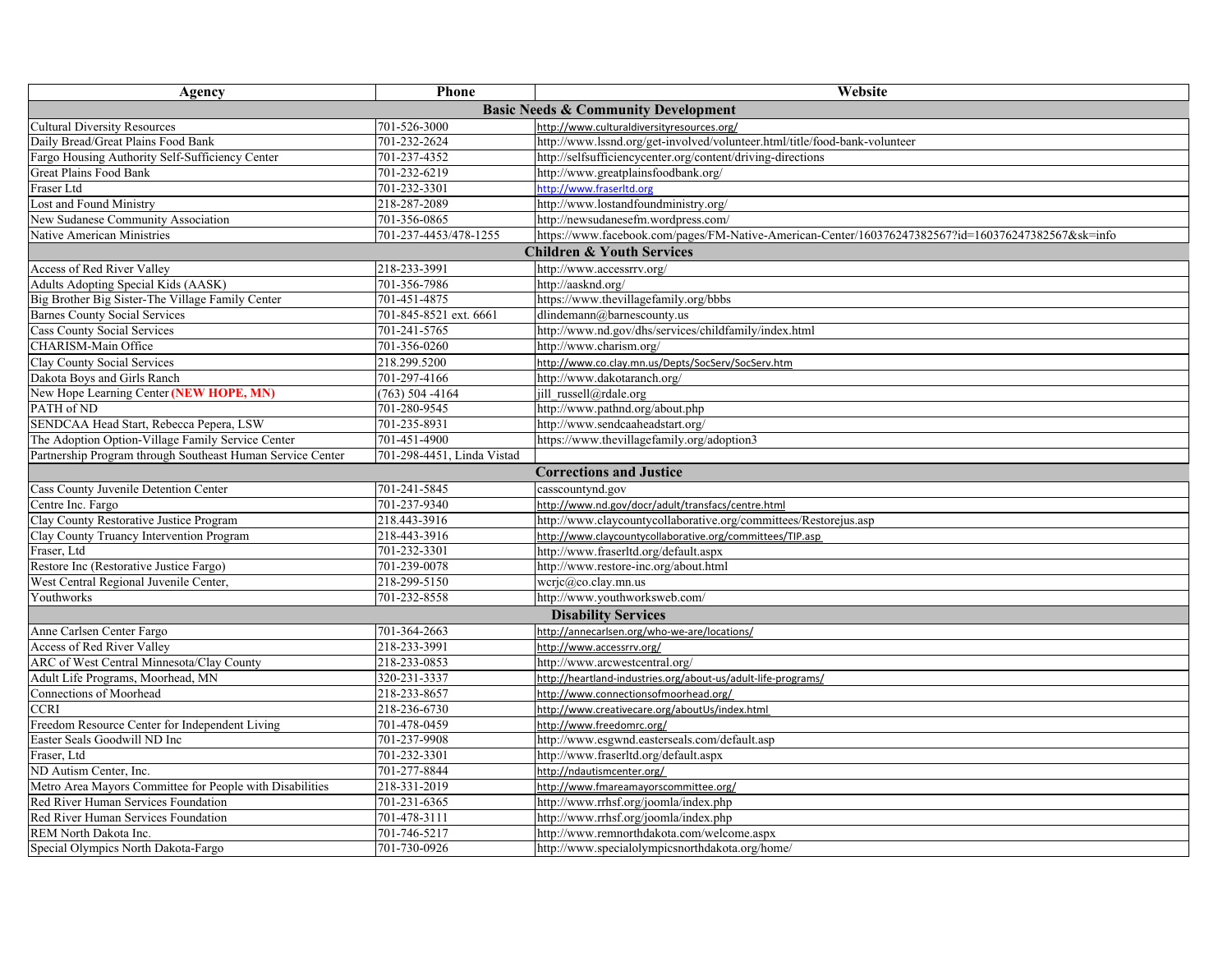| Agency | Phone | Website |
|---|---|---|
| **Basic Needs & Community Development** | | |
| Cultural Diversity Resources | 701-526-3000 | http://www.culturaldiversityresources.org/ |
| Daily Bread/Great Plains Food Bank | 701-232-2624 | http://www.lssnd.org/get-involved/volunteer.html/title/food-bank-volunteer |
| Fargo Housing Authority Self-Sufficiency Center | 701-237-4352 | http://selfsufficiencycenter.org/content/driving-directions |
| Great Plains Food Bank | 701-232-6219 | http://www.greatplainsfoodbank.org/ |
| Fraser Ltd | 701-232-3301 | http://www.fraserltd.org |
| Lost and Found Ministry | 218-287-2089 | http://www.lostandfoundministry.org/ |
| New Sudanese Community Association | 701-356-0865 | http://newsudanesefm.wordpress.com/ |
| Native American Ministries | 701-237-4453/478-1255 | https://www.facebook.com/pages/FM-Native-American-Center/160376247382567?id=160376247382567&sk=info |
| **Children & Youth Services** | | |
| Access of Red River Valley | 218-233-3991 | http://www.accessrrv.org/ |
| Adults Adopting Special Kids (AASK) | 701-356-7986 | http://aasknd.org/ |
| Big Brother Big Sister-The Village Family Center | 701-451-4875 | https://www.thevillagefamily.org/bbbs |
| Barnes County Social Services | 701-845-8521 ext. 6661 | dlindemann@barnescounty.us |
| Cass County Social Services | 701-241-5765 | http://www.nd.gov/dhs/services/childfamily/index.html |
| CHARISM-Main Office | 701-356-0260 | http://www.charism.org/ |
| Clay County Social Services | 218.299.5200 | http://www.co.clay.mn.us/Depts/SocServ/SocServ.htm |
| Dakota Boys and Girls Ranch | 701-297-4166 | http://www.dakotaranch.org/ |
| New Hope Learning Center **(NEW HOPE, MN)** | (763) 504 -4164 | jill_russell@rdale.org |
| PATH of ND | 701-280-9545 | http://www.pathnd.org/about.php |
| SENDCAA Head Start, Rebecca Pepera, LSW | 701-235-8931 | http://www.sendcaaheadstart.org/ |
| The Adoption Option-Village Family Service Center | 701-451-4900 | https://www.thevillagefamily.org/adoption3 |
| Partnership Program through Southeast Human Service Center | 701-298-4451, Linda Vistad | |
| **Corrections and Justice** | | |
| Cass County Juvenile Detention Center | 701-241-5845 | casscountynd.gov |
| Centre Inc. Fargo | 701-237-9340 | http://www.nd.gov/docr/adult/transfacs/centre.html |
| Clay County Restorative Justice Program | 218.443-3916 | http://www.claycountycollaborative.org/committees/Restorejus.asp |
| Clay County Truancy Intervention Program | 218-443-3916 | http://www.claycountycollaborative.org/committees/TIP.asp |
| Fraser, Ltd | 701-232-3301 | http://www.fraserltd.org/default.aspx |
| Restore Inc (Restorative Justice Fargo) | 701-239-0078 | http://www.restore-inc.org/about.html |
| West Central Regional Juvenile Center, | 218-299-5150 | wcrjc@co.clay.mn.us |
| Youthworks | 701-232-8558 | http://www.youthworksweb.com/ |
| **Disability Services** | | |
| Anne Carlsen Center Fargo | 701-364-2663 | http://annecarlsen.org/who-we-are/locations/ |
| Access of Red River Valley | 218-233-3991 | http://www.accessrrv.org/ |
| ARC of West Central Minnesota/Clay County | 218-233-0853 | http://www.arcwestcentral.org/ |
| Adult Life Programs, Moorhead, MN | 320-231-3337 | http://heartland-industries.org/about-us/adult-life-programs/ |
| Connections of Moorhead | 218-233-8657 | http://www.connectionsofmoorhead.org/ |
| CCRI | 218-236-6730 | http://www.creativecare.org/aboutUs/index.html |
| Freedom Resource Center for Independent Living | 701-478-0459 | http://www.freedomrc.org/ |
| Easter Seals Goodwill ND Inc | 701-237-9908 | http://www.esgwnd.easterseals.com/default.asp |
| Fraser, Ltd | 701-232-3301 | http://www.fraserltd.org/default.aspx |
| ND Autism Center, Inc. | 701-277-8844 | http://ndautismcenter.org/ |
| Metro Area Mayors Committee for People with Disabilities | 218-331-2019 | http://www.fmareamayorscommittee.org/ |
| Red River Human Services Foundation | 701-231-6365 | http://www.rrhsf.org/joomla/index.php |
| Red River Human Services Foundation | 701-478-3111 | http://www.rrhsf.org/joomla/index.php |
| REM North Dakota Inc. | 701-746-5217 | http://www.remnorthdakota.com/welcome.aspx |
| Special Olympics North Dakota-Fargo | 701-730-0926 | http://www.specialolympicsnorthdakota.org/home/ |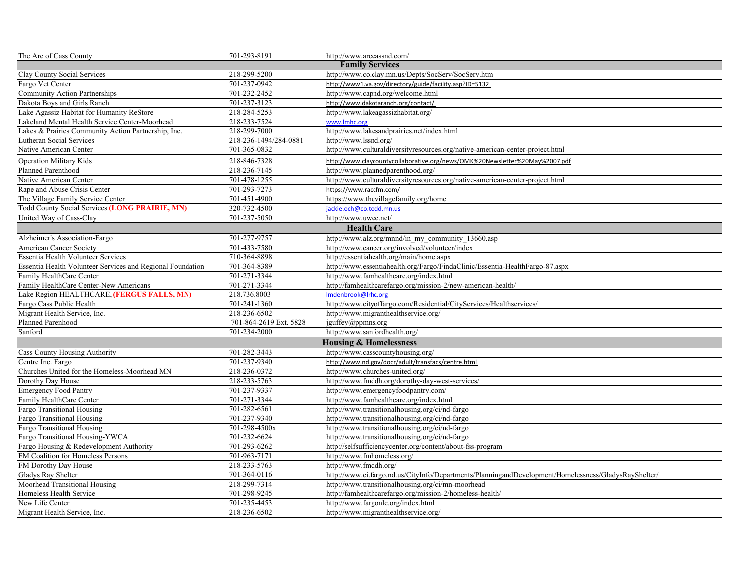| | | |
|---|---|---|
| The Arc of Cass County | 701-293-8191 | http://www.arccassnd.com/ |
| **Family Services** | | |
| Clay County Social Services | 218-299-5200 | http://www.co.clay.mn.us/Depts/SocServ/SocServ.htm |
| Fargo Vet Center | 701-237-0942 | http://www1.va.gov/directory/guide/facility.asp?ID=5132 |
| Community Action Partnerships | 701-232-2452 | http://www.capnd.org/welcome.html |
| Dakota Boys and Girls Ranch | 701-237-3123 | http://www.dakotaranch.org/contact/ |
| Lake Agassiz Habitat for Humanity ReStore | 218-284-5253 | http://www.lakeagassizhabitat.org/ |
| Lakeland Mental Health Service Center-Moorhead | 218-233-7524 | www.lmhc.org |
| Lakes & Prairies Community Action Partnership, Inc. | 218-299-7000 | http://www.lakesandprairies.net/index.html |
| Lutheran Social Services | 218-236-1494/284-0881 | http://www.lssnd.org/ |
| Native American Center | 701-365-0832 | http://www.culturaldiversityresources.org/native-american-center-project.html |
| Operation Military Kids | 218-846-7328 | http://www.claycountycollaborative.org/news/OMK%20Newsletter%20May%2007.pdf |
| Planned Parenthood | 218-236-7145 | http://www.plannedparenthood.org/ |
| Native American Center | 701-478-1255 | http://www.culturaldiversityresources.org/native-american-center-project.html |
| Rape and Abuse Crisis Center | 701-293-7273 | https://www.raccfm.com/ |
| The Village Family Service Center | 701-451-4900 | https://www.thevillagefamily.org/home |
| Todd County Social Services **(LONG PRAIRIE, MN)** | 320-732-4500 | jackie.och@co.todd.mn.us |
| United Way of Cass-Clay | 701-237-5050 | http://www.uwcc.net/ |
| **Health Care** | | |
| Alzheimer's Association-Fargo | 701-277-9757 | http://www.alz.org/mnnd/in_my_community_13660.asp |
| American Cancer Society | 701-433-7580 | http://www.cancer.org/involved/volunteer/index |
| Essentia Health Volunteer Services | 710-364-8898 | http://essentiahealth.org/main/home.aspx |
| Essentia Health Volunteer Services and Regional Foundation | 701-364-8389 | http://www.essentiahealth.org/Fargo/FindaClinic/Essentia-HealthFargo-87.aspx |
| Family HealthCare Center | 701-271-3344 | http://www.famhealthcare.org/index.html |
| Family HealthCare Center-New Americans | 701-271-3344 | http://famhealthcarefargo.org/mission-2/new-american-health/ |
| Lake Region HEALTHCARE, **(FERGUS FALLS, MN)** | 218.736.8003 | lmdenbrook@lrhc.org |
| Fargo Cass Public Health | 701-241-1360 | http://www.cityoffargo.com/Residential/CityServices/Healthservices/ |
| Migrant Health Service, Inc. | 218-236-6502 | http://www.migranthealthservice.org/ |
| Planned Parenhood | 701-864-2619 Ext. 5828 | jguffey@ppmns.org |
| Sanford | 701-234-2000 | http://www.sanfordhealth.org/ |
| **Housing & Homelessness** | | |
| Cass County Housing Authority | 701-282-3443 | http://www.casscountyhousing.org/ |
| Centre Inc. Fargo | 701-237-9340 | http://www.nd.gov/docr/adult/transfacs/centre.html |
| Churches United for the Homeless-Moorhead MN | 218-236-0372 | http://www.churches-united.org/ |
| Dorothy Day House | 218-233-5763 | http://www.fmddh.org/dorothy-day-west-services/ |
| Emergency Food Pantry | 701-237-9337 | http://www.emergencyfoodpantry.com/ |
| Family HealthCare Center | 701-271-3344 | http://www.famhealthcare.org/index.html |
| Fargo Transitional Housing | 701-282-6561 | http://www.transitionalhousing.org/ci/nd-fargo |
| Fargo Transitional Housing | 701-237-9340 | http://www.transitionalhousing.org/ci/nd-fargo |
| Fargo Transitional Housing | 701-298-4500x | http://www.transitionalhousing.org/ci/nd-fargo |
| Fargo Transitional Housing-YWCA | 701-232-6624 | http://www.transitionalhousing.org/ci/nd-fargo |
| Fargo Housing & Redevelopment Authority | 701-293-6262 | http://selfsufficiencycenter.org/content/about-fss-program |
| FM Coalition for Homeless Persons | 701-963-7171 | http://www.fmhomeless.org/ |
| FM Dorothy Day House | 218-233-5763 | http://www.fmddh.org/ |
| Gladys Ray Shelter | 701-364-0116 | http://www.ci.fargo.nd.us/CityInfo/Departments/PlanningandDevelopment/Homelessness/GladysRayShelter/ |
| Moorhead Transitional Housing | 218-299-7314 | http://www.transitionalhousing.org/ci/mn-moorhead |
| Homeless Health Service | 701-298-9245 | http://famhealthcarefargo.org/mission-2/homeless-health/ |
| New Life Center | 701-235-4453 | http://www.fargonlc.org/index.html |
| Migrant Health Service, Inc. | 218-236-6502 | http://www.migranthealthservice.org/ |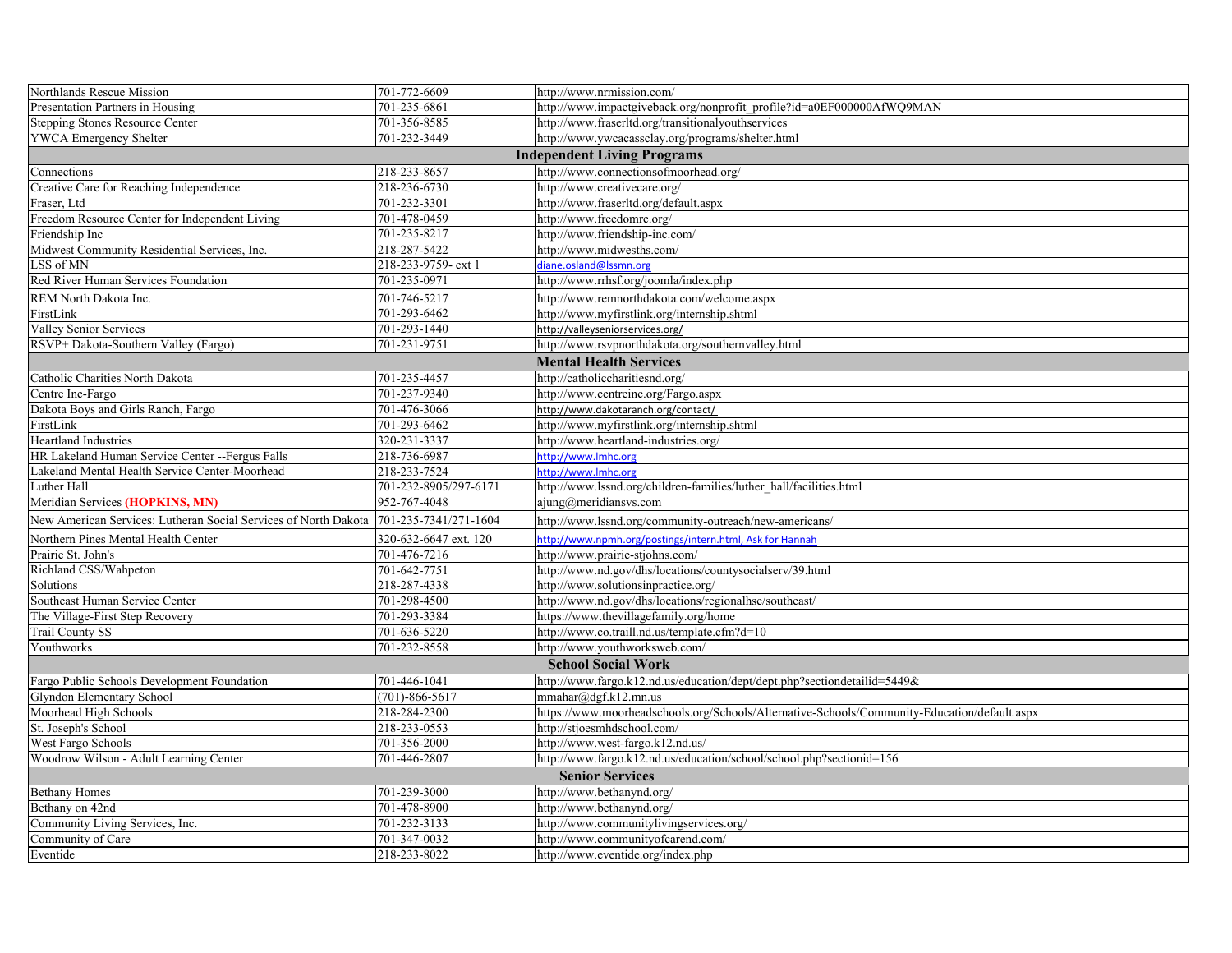| | | |
|---|---|---|
| Northlands Rescue Mission | 701-772-6609 | http://www.nrmission.com/ |
| Presentation Partners in Housing | 701-235-6861 | http://www.impactgiveback.org/nonprofit_profile?id=a0EF000000AfWQ9MAN |
| Stepping Stones Resource Center | 701-356-8585 | http://www.fraserltd.org/transitionalyouthservices |
| YWCA Emergency Shelter | 701-232-3449 | http://www.ywcacassclay.org/programs/shelter.html |
| **Independent Living Programs** | | |
| Connections | 218-233-8657 | http://www.connectionsofmoorhead.org/ |
| Creative Care for Reaching Independence | 218-236-6730 | http://www.creativecare.org/ |
| Fraser, Ltd | 701-232-3301 | http://www.fraserltd.org/default.aspx |
| Freedom Resource Center for Independent Living | 701-478-0459 | http://www.freedomrc.org/ |
| Friendship Inc | 701-235-8217 | http://www.friendship-inc.com/ |
| Midwest Community Residential Services, Inc. | 218-287-5422 | http://www.midwesths.com/ |
| LSS of MN | 218-233-9759- ext 1 | diane.osland@lssmn.org |
| Red River Human Services Foundation | 701-235-0971 | http://www.rrhsf.org/joomla/index.php |
| REM North Dakota Inc. | 701-746-5217 | http://www.remnorthdakota.com/welcome.aspx |
| FirstLink | 701-293-6462 | http://www.myfirstlink.org/internship.shtml |
| Valley Senior Services | 701-293-1440 | http://valleyseniorservices.org/ |
| RSVP+ Dakota-Southern Valley (Fargo) | 701-231-9751 | http://www.rsvpnorthdakota.org/southernvalley.html |
| **Mental Health Services** | | |
| Catholic Charities North Dakota | 701-235-4457 | http://catholiccharitiesnd.org/ |
| Centre Inc-Fargo | 701-237-9340 | http://www.centreinc.org/Fargo.aspx |
| Dakota Boys and Girls Ranch, Fargo | 701-476-3066 | http://www.dakotaranch.org/contact/ |
| FirstLink | 701-293-6462 | http://www.myfirstlink.org/internship.shtml |
| Heartland Industries | 320-231-3337 | http://www.heartland-industries.org/ |
| HR Lakeland Human Service Center --Fergus Falls | 218-736-6987 | http://www.lmhc.org |
| Lakeland Mental Health Service Center-Moorhead | 218-233-7524 | http://www.lmhc.org |
| Luther Hall | 701-232-8905/297-6171 | http://www.lssnd.org/children-families/luther_hall/facilities.html |
| Meridian Services **(HOPKINS, MN)** | 952-767-4048 | ajung@meridiansvs.com |
| New American Services: Lutheran Social Services of North Dakota | 701-235-7341/271-1604 | http://www.lssnd.org/community-outreach/new-americans/ |
| Northern Pines Mental Health Center | 320-632-6647 ext. 120 | http://www.npmh.org/postings/intern.html, Ask for Hannah |
| Prairie St. John's | 701-476-7216 | http://www.prairie-stjohns.com/ |
| Richland CSS/Wahpeton | 701-642-7751 | http://www.nd.gov/dhs/locations/countysocialserv/39.html |
| Solutions | 218-287-4338 | http://www.solutionsinpractice.org/ |
| Southeast Human Service Center | 701-298-4500 | http://www.nd.gov/dhs/locations/regionalhsc/southeast/ |
| The Village-First Step Recovery | 701-293-3384 | https://www.thevillagefamily.org/home |
| Trail County SS | 701-636-5220 | http://www.co.traill.nd.us/template.cfm?d=10 |
| Youthworks | 701-232-8558 | http://www.youthworksweb.com/ |
| **School Social Work** | | |
| Fargo Public Schools Development Foundation | 701-446-1041 | http://www.fargo.k12.nd.us/education/dept/dept.php?sectiondetailid=5449& |
| Glyndon Elementary School | (701)-866-5617 | mmahar@dgf.k12.mn.us |
| Moorhead High Schools | 218-284-2300 | https://www.moorheadschools.org/Schools/Alternative-Schools/Community-Education/default.aspx |
| St. Joseph's School | 218-233-0553 | http://stjoesmhdschool.com/ |
| West Fargo Schools | 701-356-2000 | http://www.west-fargo.k12.nd.us/ |
| Woodrow Wilson - Adult Learning Center | 701-446-2807 | http://www.fargo.k12.nd.us/education/school/school.php?sectionid=156 |
| **Senior Services** | | |
| Bethany Homes | 701-239-3000 | http://www.bethanynd.org/ |
| Bethany on 42nd | 701-478-8900 | http://www.bethanynd.org/ |
| Community Living Services, Inc. | 701-232-3133 | http://www.communitylivingservices.org/ |
| Community of Care | 701-347-0032 | http://www.communityofcarend.com/ |
| Eventide | 218-233-8022 | http://www.eventide.org/index.php |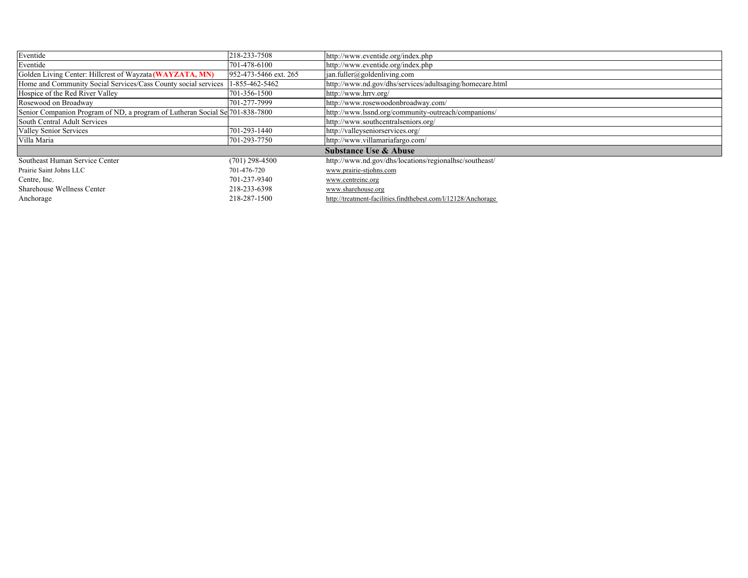| | | |
|---|---|---|
| Eventide | 218-233-7508 | http://www.eventide.org/index.php |
| Eventide | 701-478-6100 | http://www.eventide.org/index.php |
| Golden Living Center: Hillcrest of Wayzata **(WAYZATA, MN)** | 952-473-5466 ext. 265 | jan.fuller@goldenliving.com |
| Home and Community Social Services/Cass County social services | 1-855-462-5462 | http://www.nd.gov/dhs/services/adultsaging/homecare.html |
| Hospice of the Red River Valley | 701-356-1500 | http://www.hrrv.org/ |
| Rosewood on Broadway | 701-277-7999 | http://www.rosewoodonbroadway.com/ |
| Senior Companion Program of ND, a program of Lutheran Social Se | 701-838-7800 | http://www.lssnd.org/community-outreach/companions/ |
| South Central Adult Services | | http://www.southcentralseniors.org/ |
| Valley Senior Services | 701-293-1440 | http://valleyseniorservices.org/ |
| Villa Maria | 701-293-7750 | http://www.villamariafargo.com/ |
| **Substance Use & Abuse** | | |
| Southeast Human Service Center | (701) 298-4500 | http://www.nd.gov/dhs/locations/regionalhsc/southeast/ |
| Prairie Saint Johns LLC | 701-476-720 | www.prairie-stjohns.com |
| Centre, Inc. | 701-237-9340 | www.centreinc.org |
| Sharehouse Wellness Center | 218-233-6398 | www.sharehouse.org |
| Anchorage | 218-287-1500 | http://treatment-facilities.findthebest.com/l/12128/Anchorage |